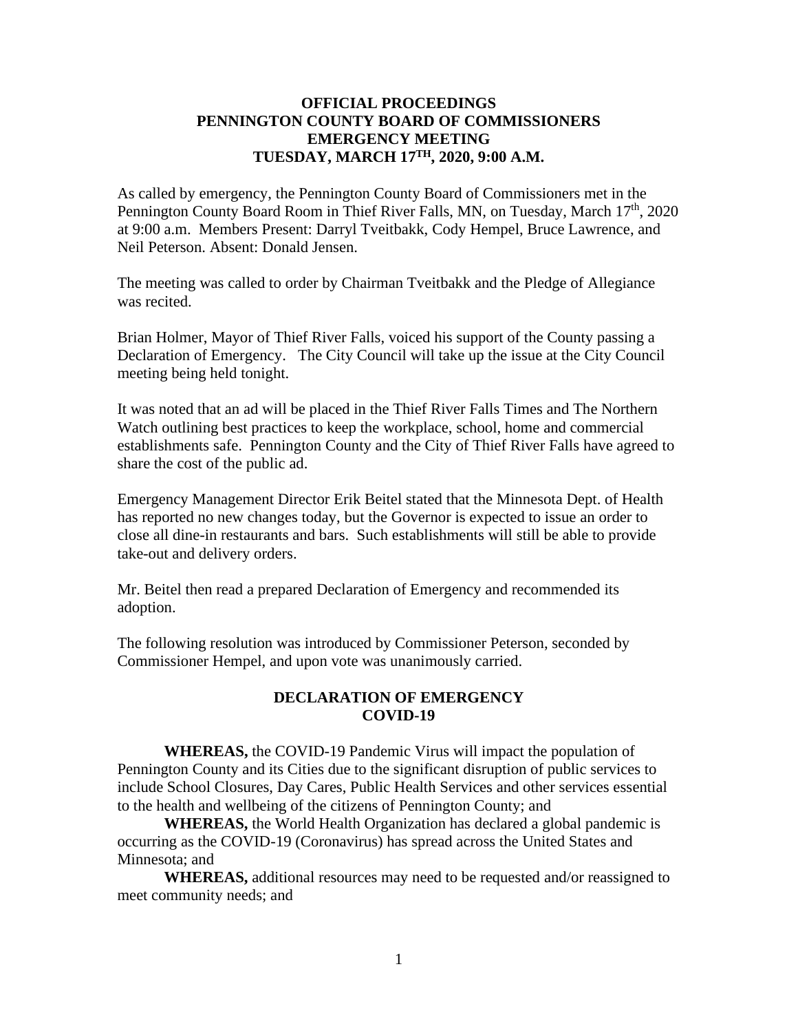# OFFICIAL PROCEEDINGS
# PENNINGTON COUNTY BOARD OF COMMISSIONERS
# EMERGENCY MEETING
# TUESDAY, MARCH 17TH, 2020, 9:00 A.M.

As called by emergency, the Pennington County Board of Commissioners met in the Pennington County Board Room in Thief River Falls, MN, on Tuesday, March 17th, 2020 at 9:00 a.m. Members Present: Darryl Tveitbakk, Cody Hempel, Bruce Lawrence, and Neil Peterson. Absent: Donald Jensen.

The meeting was called to order by Chairman Tveitbakk and the Pledge of Allegiance was recited.

Brian Holmer, Mayor of Thief River Falls, voiced his support of the County passing a Declaration of Emergency. The City Council will take up the issue at the City Council meeting being held tonight.

It was noted that an ad will be placed in the Thief River Falls Times and The Northern Watch outlining best practices to keep the workplace, school, home and commercial establishments safe. Pennington County and the City of Thief River Falls have agreed to share the cost of the public ad.

Emergency Management Director Erik Beitel stated that the Minnesota Dept. of Health has reported no new changes today, but the Governor is expected to issue an order to close all dine-in restaurants and bars. Such establishments will still be able to provide take-out and delivery orders.

Mr. Beitel then read a prepared Declaration of Emergency and recommended its adoption.

The following resolution was introduced by Commissioner Peterson, seconded by Commissioner Hempel, and upon vote was unanimously carried.

## DECLARATION OF EMERGENCY
## COVID-19

**WHEREAS,** the COVID-19 Pandemic Virus will impact the population of Pennington County and its Cities due to the significant disruption of public services to include School Closures, Day Cares, Public Health Services and other services essential to the health and wellbeing of the citizens of Pennington County; and

**WHEREAS,** the World Health Organization has declared a global pandemic is occurring as the COVID-19 (Coronavirus) has spread across the United States and Minnesota; and

**WHEREAS,** additional resources may need to be requested and/or reassigned to meet community needs; and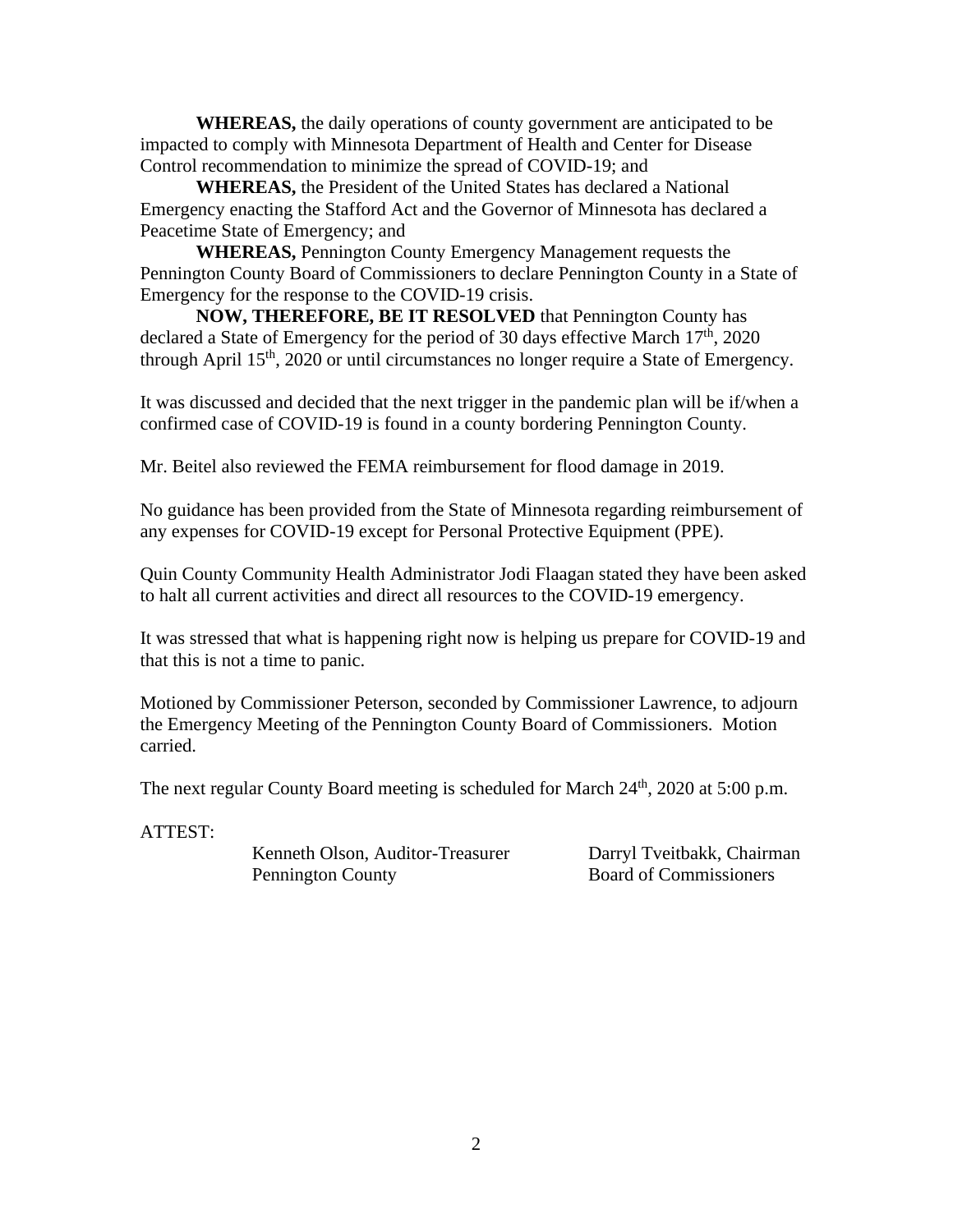**WHEREAS,** the daily operations of county government are anticipated to be impacted to comply with Minnesota Department of Health and Center for Disease Control recommendation to minimize the spread of COVID-19; and

**WHEREAS,** the President of the United States has declared a National Emergency enacting the Stafford Act and the Governor of Minnesota has declared a Peacetime State of Emergency; and

**WHEREAS,** Pennington County Emergency Management requests the Pennington County Board of Commissioners to declare Pennington County in a State of Emergency for the response to the COVID-19 crisis.

**NOW, THEREFORE, BE IT RESOLVED** that Pennington County has declared a State of Emergency for the period of 30 days effective March 17th, 2020 through April 15th, 2020 or until circumstances no longer require a State of Emergency.

It was discussed and decided that the next trigger in the pandemic plan will be if/when a confirmed case of COVID-19 is found in a county bordering Pennington County.

Mr. Beitel also reviewed the FEMA reimbursement for flood damage in 2019.

No guidance has been provided from the State of Minnesota regarding reimbursement of any expenses for COVID-19 except for Personal Protective Equipment (PPE).

Quin County Community Health Administrator Jodi Flaagan stated they have been asked to halt all current activities and direct all resources to the COVID-19 emergency.

It was stressed that what is happening right now is helping us prepare for COVID-19 and that this is not a time to panic.

Motioned by Commissioner Peterson, seconded by Commissioner Lawrence, to adjourn the Emergency Meeting of the Pennington County Board of Commissioners. Motion carried.

The next regular County Board meeting is scheduled for March 24th, 2020 at 5:00 p.m.

ATTEST:

Kenneth Olson, Auditor-Treasurer
Pennington County

Darryl Tveitbakk, Chairman
Board of Commissioners